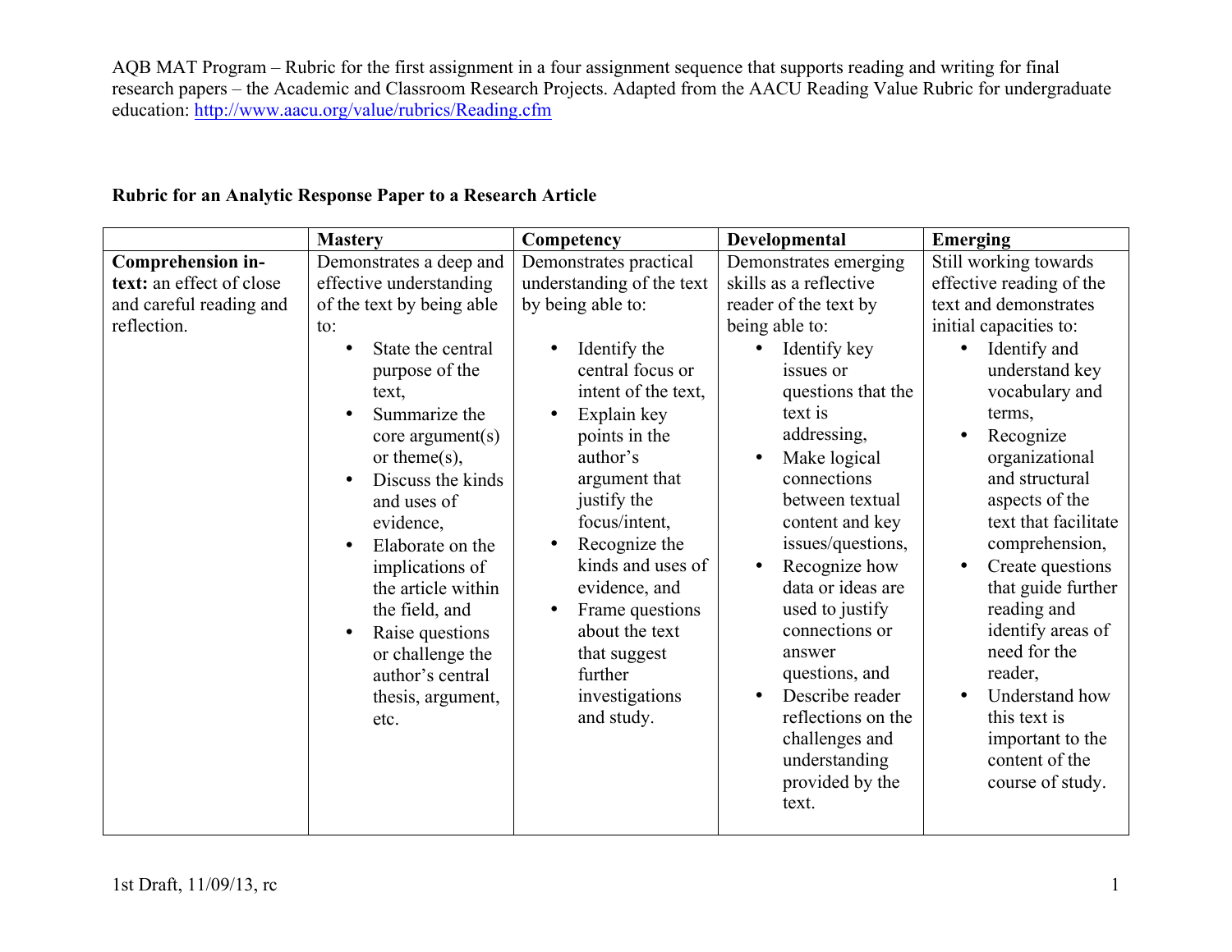AQB MAT Program – Rubric for the first assignment in a four assignment sequence that supports reading and writing for final research papers – the Academic and Classroom Research Projects. Adapted from the AACU Reading Value Rubric for undergraduate education: http://www.aacu.org/value/rubrics/Reading.cfm

**Rubric for an Analytic Response Paper to a Research Article**

| | **Mastery** | **Competency** | **Developmental** | **Emerging** |
|---|---|---|---|---|
| **Comprehension in-text:** an effect of close and careful reading and reflection. | Demonstrates a deep and effective understanding of the text by being able to: <br>• State the central purpose of the text, <br>• Summarize the core argument(s) or theme(s), <br>• Discuss the kinds and uses of evidence, <br>• Elaborate on the implications of the article within the field, and <br>• Raise questions or challenge the author's central thesis, argument, etc. | Demonstrates practical understanding of the text by being able to: <br>• Identify the central focus or intent of the text, <br>• Explain key points in the author's argument that justify the focus/intent, <br>• Recognize the kinds and uses of evidence, and <br>• Frame questions about the text that suggest further investigations and study. | Demonstrates emerging skills as a reflective reader of the text by being able to: <br>• Identify key issues or questions that the text is addressing, <br>• Make logical connections between textual content and key issues/questions, <br>• Recognize how data or ideas are used to justify connections or answer questions, and <br>• Describe reader reflections on the challenges and understanding provided by the text. | Still working towards effective reading of the text and demonstrates initial capacities to: <br>• Identify and understand key vocabulary and terms, <br>• Recognize organizational and structural aspects of the text that facilitate comprehension, <br>• Create questions that guide further reading and identify areas of need for the reader, <br>• Understand how this text is important to the content of the course of study. |

1st Draft, 11/09/13, rc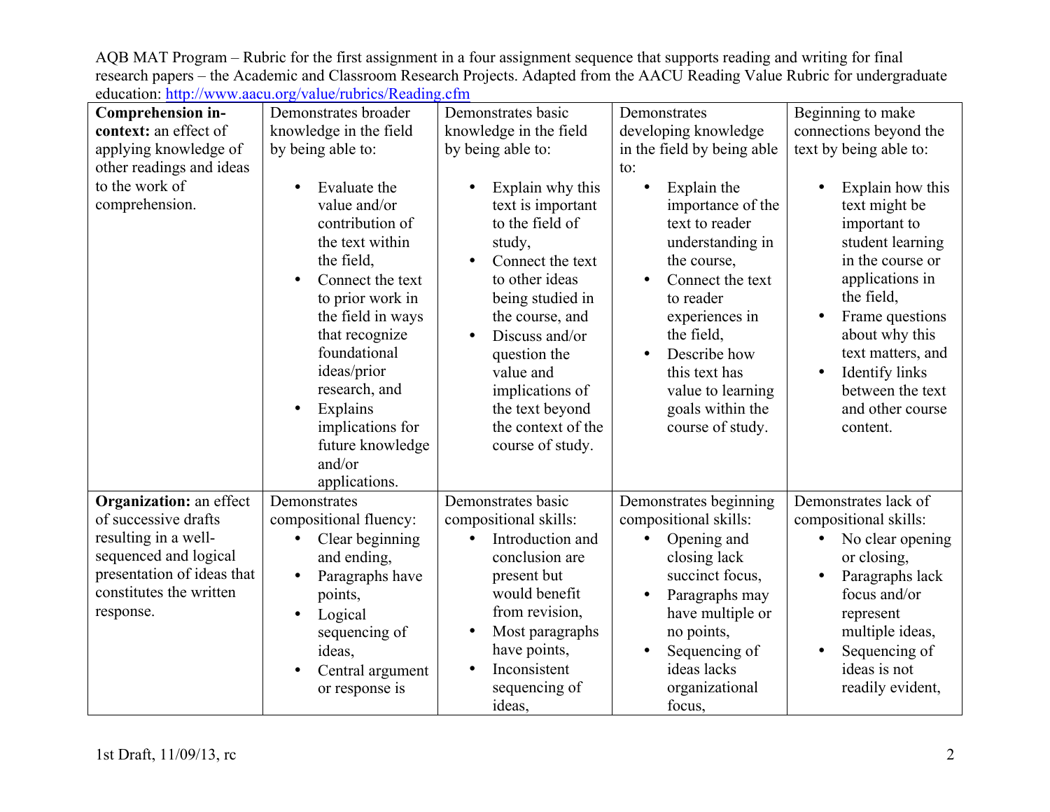AQB MAT Program – Rubric for the first assignment in a four assignment sequence that supports reading and writing for final research papers – the Academic and Classroom Research Projects. Adapted from the AACU Reading Value Rubric for undergraduate education: http://www.aacu.org/value/rubrics/Reading.cfm

| | | | | |
|---|---|---|---|---|
| **Comprehension in-context:** an effect of applying knowledge of other readings and ideas to the work of comprehension. | Demonstrates broader knowledge in the field by being able to:<br>• Evaluate the value and/or contribution of the text within the field,<br>• Connect the text to prior work in the field in ways that recognize foundational ideas/prior research, and<br>• Explains implications for future knowledge and/or applications. | Demonstrates basic knowledge in the field by being able to:<br>• Explain why this text is important to the field of study,<br>• Connect the text to other ideas being studied in the course, and<br>• Discuss and/or question the value and implications of the text beyond the context of the course of study. | Demonstrates developing knowledge in the field by being able to:<br>• Explain the importance of the text to reader understanding in the course,<br>• Connect the text to reader experiences in the field,<br>• Describe how this text has value to learning goals within the course of study. | Beginning to make connections beyond the text by being able to:<br>• Explain how this text might be important to student learning in the course or applications in the field,<br>• Frame questions about why this text matters, and<br>• Identify links between the text and other course content. |
| **Organization:** an effect of successive drafts resulting in a well-sequenced and logical presentation of ideas that constitutes the written response. | Demonstrates compositional fluency:<br>• Clear beginning and ending,<br>• Paragraphs have points,<br>• Logical sequencing of ideas,<br>• Central argument or response is | Demonstrates basic compositional skills:<br>• Introduction and conclusion are present but would benefit from revision,<br>• Most paragraphs have points,<br>• Inconsistent sequencing of ideas, | Demonstrates beginning compositional skills:<br>• Opening and closing lack succinct focus,<br>• Paragraphs may have multiple or no points,<br>• Sequencing of ideas lacks organizational focus, | Demonstrates lack of compositional skills:<br>• No clear opening or closing,<br>• Paragraphs lack focus and/or represent multiple ideas,<br>• Sequencing of ideas is not readily evident, |

1st Draft, 11/09/13, rc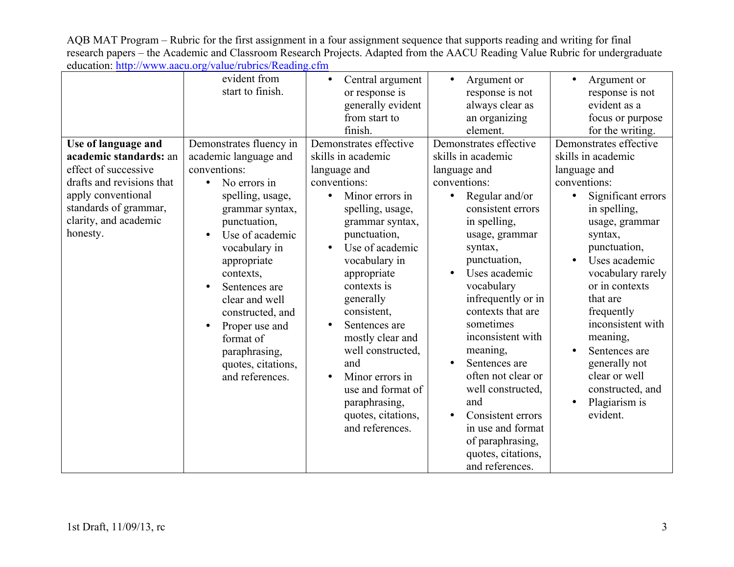AQB MAT Program – Rubric for the first assignment in a four assignment sequence that supports reading and writing for final research papers – the Academic and Classroom Research Projects. Adapted from the AACU Reading Value Rubric for undergraduate education: http://www.aacu.org/value/rubrics/Reading.cfm

| | | | | |
|---|---|---|---|---|
| | evident from start to finish. | • Central argument or response is generally evident from start to finish. | • Argument or response is not always clear as an organizing element. | • Argument or response is not evident as a focus or purpose for the writing. |
| **Use of language and academic standards:** an effect of successive drafts and revisions that apply conventional standards of grammar, clarity, and academic honesty. | Demonstrates fluency in academic language and conventions: • No errors in spelling, usage, grammar syntax, punctuation, • Use of academic vocabulary in appropriate contexts, • Sentences are clear and well constructed, and • Proper use and format of paraphrasing, quotes, citations, and references. | Demonstrates effective skills in academic language and conventions: • Minor errors in spelling, usage, grammar syntax, punctuation, • Use of academic vocabulary in appropriate contexts is generally consistent, • Sentences are mostly clear and well constructed, and • Minor errors in use and format of paraphrasing, quotes, citations, and references. | Demonstrates effective skills in academic language and conventions: • Regular and/or consistent errors in spelling, usage, grammar syntax, punctuation, • Uses academic vocabulary infrequently or in contexts that are sometimes inconsistent with meaning, • Sentences are often not clear or well constructed, and • Consistent errors in use and format of paraphrasing, quotes, citations, and references. | Demonstrates effective skills in academic language and conventions: • Significant errors in spelling, usage, grammar syntax, punctuation, • Uses academic vocabulary rarely or in contexts that are frequently inconsistent with meaning, • Sentences are generally not clear or well constructed, and • Plagiarism is evident. |

1st Draft, 11/09/13, rc